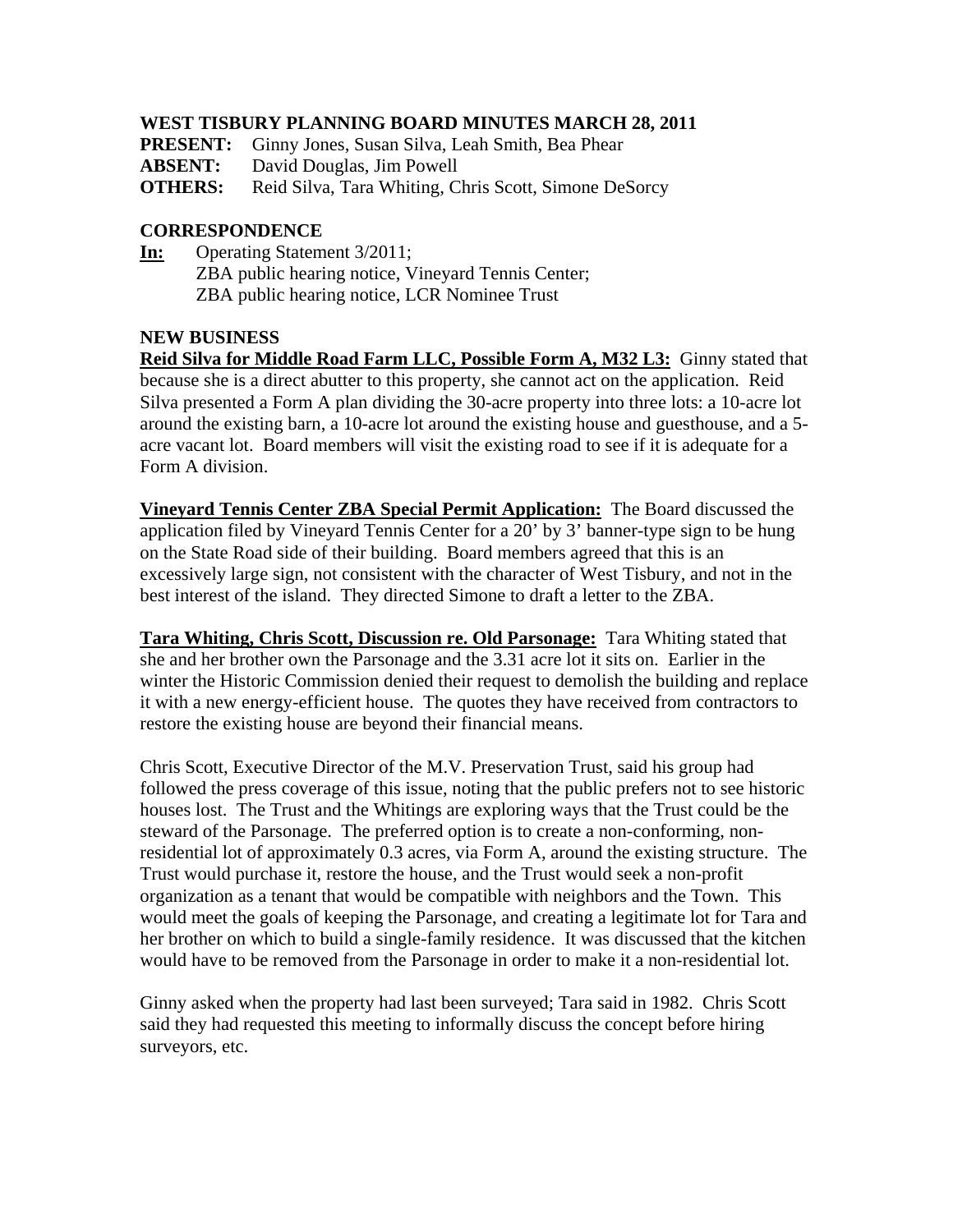# WEST TISBURY PLANNING BOARD MINUTES MARCH 28, 2011

**PRESENT:** Ginny Jones, Susan Silva, Leah Smith, Bea Phear
**ABSENT:** David Douglas, Jim Powell
**OTHERS:** Reid Silva, Tara Whiting, Chris Scott, Simone DeSorcy

## CORRESPONDENCE

**In:** Operating Statement 3/2011;
ZBA public hearing notice, Vineyard Tennis Center;
ZBA public hearing notice, LCR Nominee Trust

## NEW BUSINESS

**Reid Silva for Middle Road Farm LLC, Possible Form A, M32 L3:** Ginny stated that because she is a direct abutter to this property, she cannot act on the application. Reid Silva presented a Form A plan dividing the 30-acre property into three lots: a 10-acre lot around the existing barn, a 10-acre lot around the existing house and guesthouse, and a 5-acre vacant lot. Board members will visit the existing road to see if it is adequate for a Form A division.

**Vineyard Tennis Center ZBA Special Permit Application:** The Board discussed the application filed by Vineyard Tennis Center for a 20' by 3' banner-type sign to be hung on the State Road side of their building. Board members agreed that this is an excessively large sign, not consistent with the character of West Tisbury, and not in the best interest of the island. They directed Simone to draft a letter to the ZBA.

**Tara Whiting, Chris Scott, Discussion re. Old Parsonage:** Tara Whiting stated that she and her brother own the Parsonage and the 3.31 acre lot it sits on. Earlier in the winter the Historic Commission denied their request to demolish the building and replace it with a new energy-efficient house. The quotes they have received from contractors to restore the existing house are beyond their financial means.

Chris Scott, Executive Director of the M.V. Preservation Trust, said his group had followed the press coverage of this issue, noting that the public prefers not to see historic houses lost. The Trust and the Whitings are exploring ways that the Trust could be the steward of the Parsonage. The preferred option is to create a non-conforming, non-residential lot of approximately 0.3 acres, via Form A, around the existing structure. The Trust would purchase it, restore the house, and the Trust would seek a non-profit organization as a tenant that would be compatible with neighbors and the Town. This would meet the goals of keeping the Parsonage, and creating a legitimate lot for Tara and her brother on which to build a single-family residence. It was discussed that the kitchen would have to be removed from the Parsonage in order to make it a non-residential lot.

Ginny asked when the property had last been surveyed; Tara said in 1982. Chris Scott said they had requested this meeting to informally discuss the concept before hiring surveyors, etc.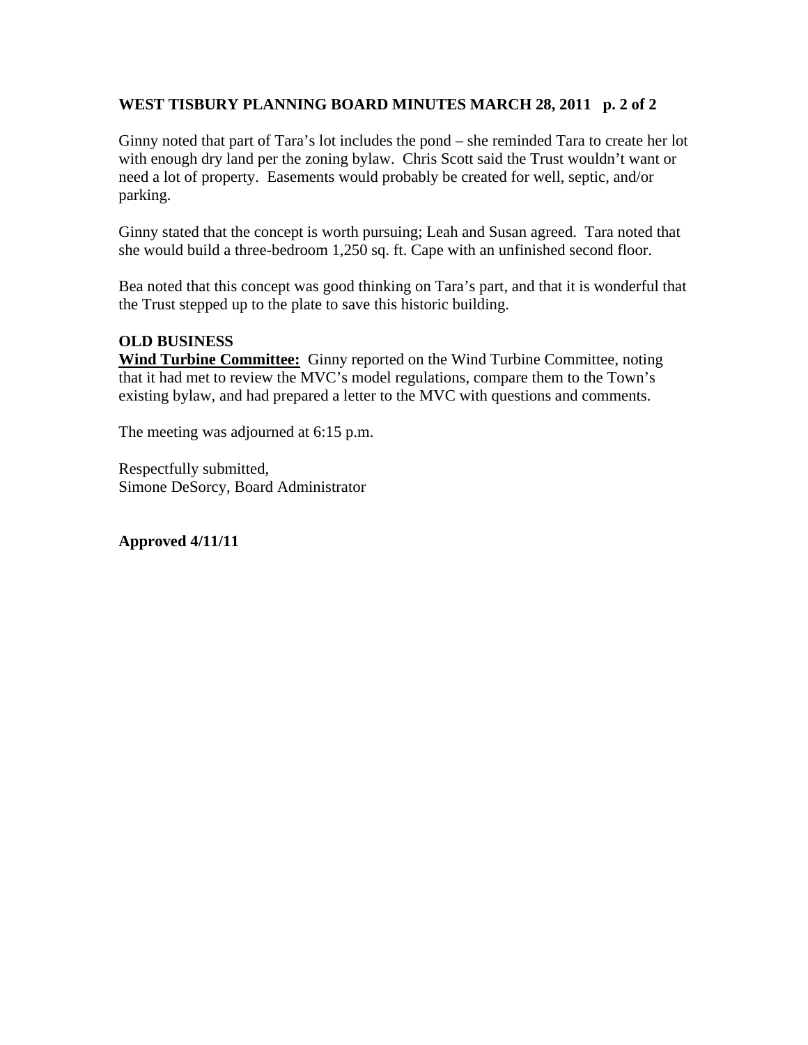Ginny noted that part of Tara's lot includes the pond – she reminded Tara to create her lot with enough dry land per the zoning bylaw. Chris Scott said the Trust wouldn't want or need a lot of property. Easements would probably be created for well, septic, and/or parking.

Ginny stated that the concept is worth pursuing; Leah and Susan agreed. Tara noted that she would build a three-bedroom 1,250 sq. ft. Cape with an unfinished second floor.

Bea noted that this concept was good thinking on Tara's part, and that it is wonderful that the Trust stepped up to the plate to save this historic building.

**OLD BUSINESS**

**Wind Turbine Committee:** Ginny reported on the Wind Turbine Committee, noting that it had met to review the MVC's model regulations, compare them to the Town's existing bylaw, and had prepared a letter to the MVC with questions and comments.

The meeting was adjourned at 6:15 p.m.

Respectfully submitted,
Simone DeSorcy, Board Administrator

**Approved 4/11/11**